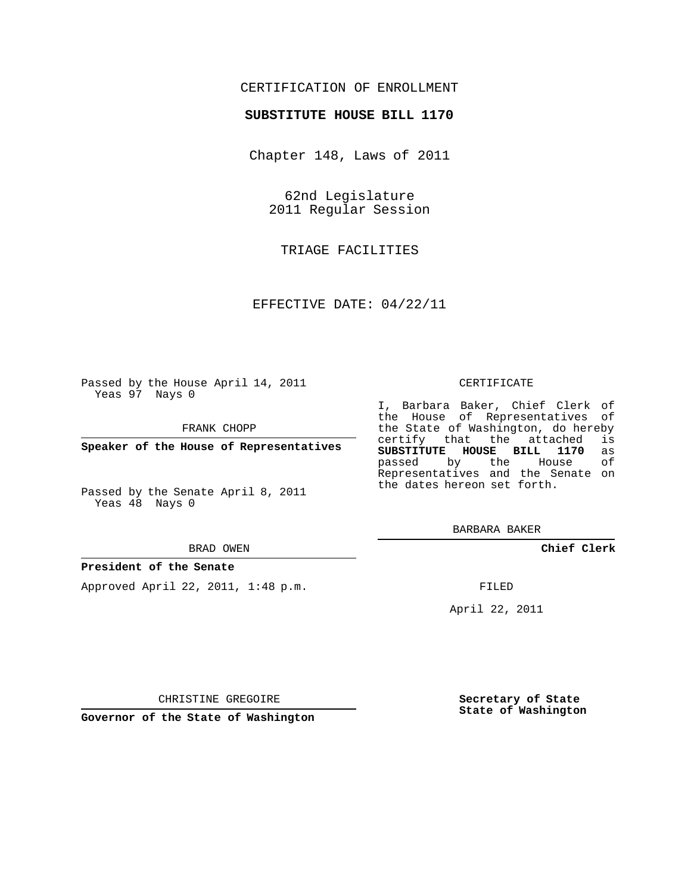CERTIFICATION OF ENROLLMENT

**SUBSTITUTE HOUSE BILL 1170**

Chapter 148, Laws of 2011

62nd Legislature
2011 Regular Session

TRIAGE FACILITIES

EFFECTIVE DATE: 04/22/11

Passed by the House April 14, 2011
Yeas 97 Nays 0

FRANK CHOPP

**Speaker of the House of Representatives**

Passed by the Senate April 8, 2011
Yeas 48 Nays 0

BRAD OWEN

**President of the Senate**

Approved April 22, 2011, 1:48 p.m.

CHRISTINE GREGOIRE

**Governor of the State of Washington**

CERTIFICATE

I, Barbara Baker, Chief Clerk of the House of Representatives of the State of Washington, do hereby certify that the attached is **SUBSTITUTE HOUSE BILL 1170** as passed by the House of Representatives and the Senate on the dates hereon set forth.

BARBARA BAKER

**Chief Clerk**

FILED

April 22, 2011

**Secretary of State**
**State of Washington**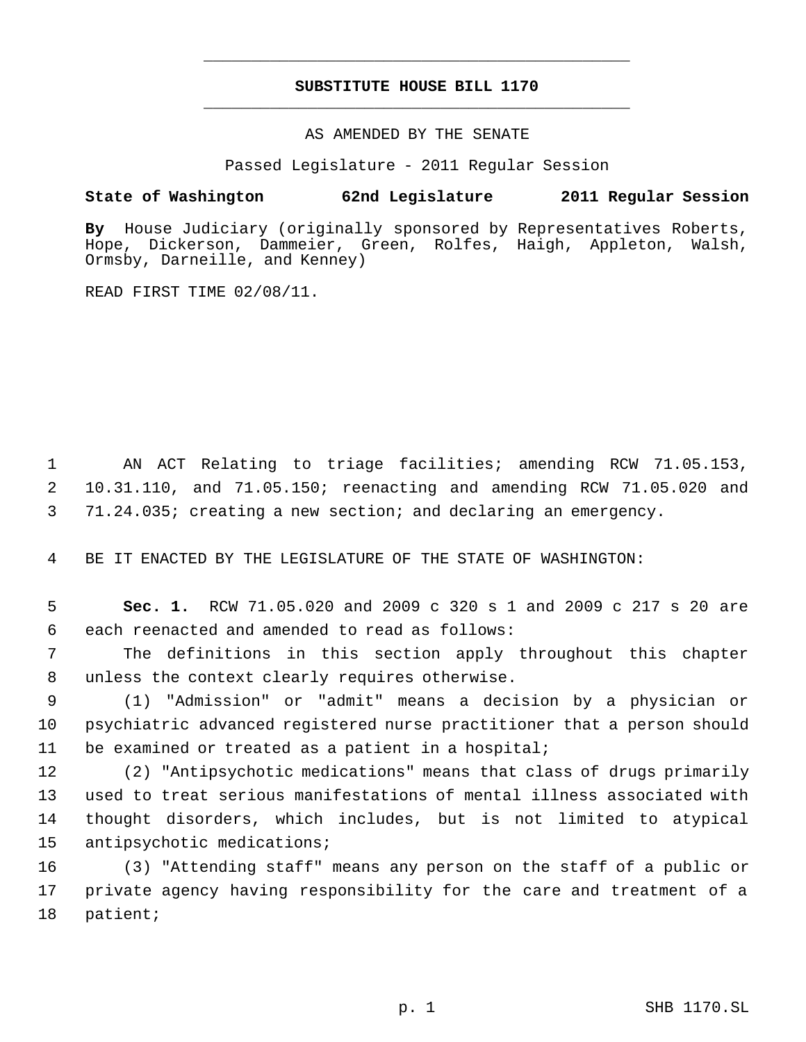**SUBSTITUTE HOUSE BILL 1170**

AS AMENDED BY THE SENATE

Passed Legislature - 2011 Regular Session

**State of Washington 62nd Legislature 2011 Regular Session**

**By** House Judiciary (originally sponsored by Representatives Roberts, Hope, Dickerson, Dammeier, Green, Rolfes, Haigh, Appleton, Walsh, Ormsby, Darneille, and Kenney)

READ FIRST TIME 02/08/11.

AN ACT Relating to triage facilities; amending RCW 71.05.153, 10.31.110, and 71.05.150; reenacting and amending RCW 71.05.020 and 71.24.035; creating a new section; and declaring an emergency.

BE IT ENACTED BY THE LEGISLATURE OF THE STATE OF WASHINGTON:

**Sec. 1.** RCW 71.05.020 and 2009 c 320 s 1 and 2009 c 217 s 20 are each reenacted and amended to read as follows:

The definitions in this section apply throughout this chapter unless the context clearly requires otherwise.

(1) "Admission" or "admit" means a decision by a physician or psychiatric advanced registered nurse practitioner that a person should be examined or treated as a patient in a hospital;

(2) "Antipsychotic medications" means that class of drugs primarily used to treat serious manifestations of mental illness associated with thought disorders, which includes, but is not limited to atypical antipsychotic medications;

(3) "Attending staff" means any person on the staff of a public or private agency having responsibility for the care and treatment of a patient;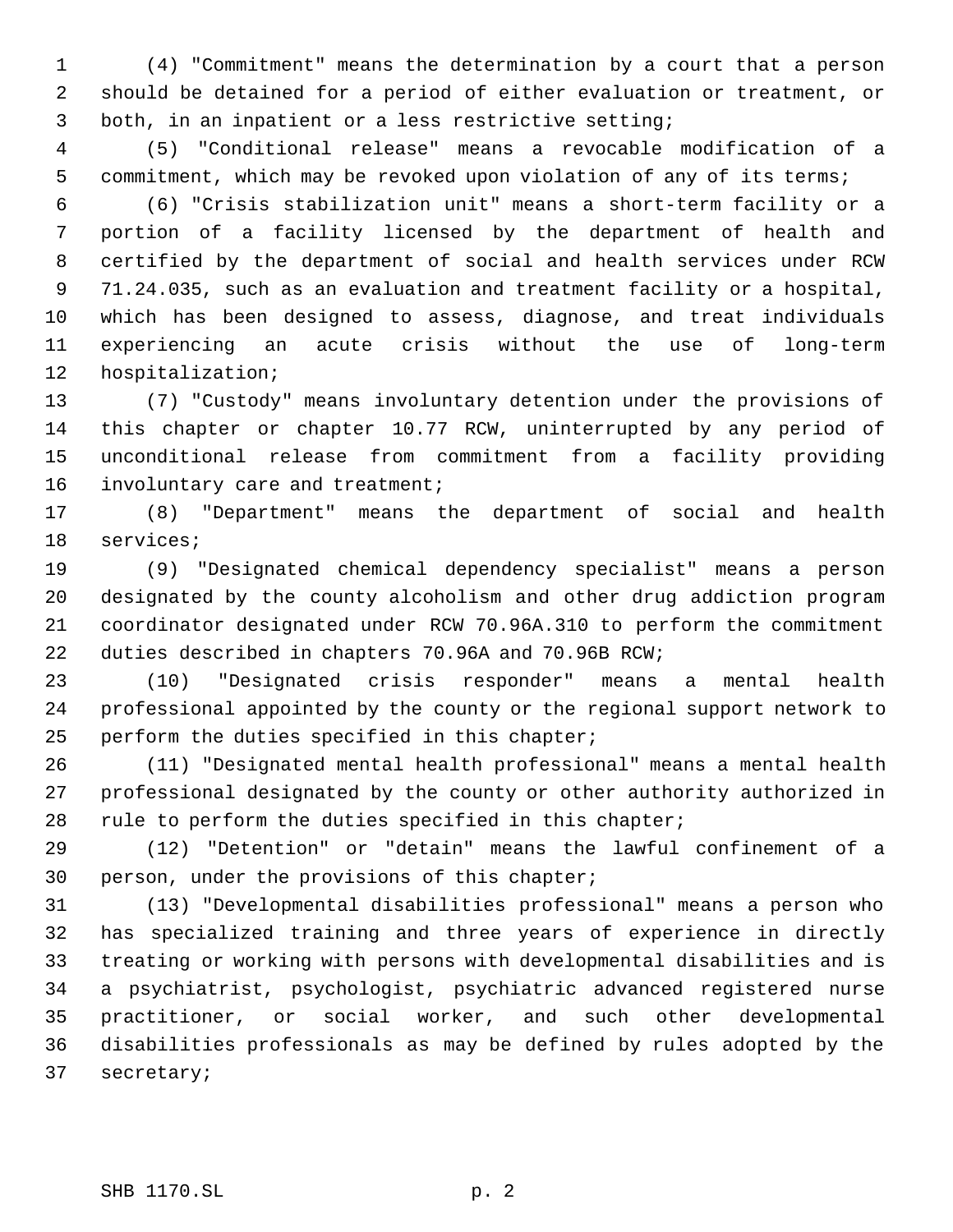(4) "Commitment" means the determination by a court that a person should be detained for a period of either evaluation or treatment, or both, in an inpatient or a less restrictive setting;

(5) "Conditional release" means a revocable modification of a commitment, which may be revoked upon violation of any of its terms;

(6) "Crisis stabilization unit" means a short-term facility or a portion of a facility licensed by the department of health and certified by the department of social and health services under RCW 71.24.035, such as an evaluation and treatment facility or a hospital, which has been designed to assess, diagnose, and treat individuals experiencing an acute crisis without the use of long-term hospitalization;

(7) "Custody" means involuntary detention under the provisions of this chapter or chapter 10.77 RCW, uninterrupted by any period of unconditional release from commitment from a facility providing involuntary care and treatment;

(8) "Department" means the department of social and health services;

(9) "Designated chemical dependency specialist" means a person designated by the county alcoholism and other drug addiction program coordinator designated under RCW 70.96A.310 to perform the commitment duties described in chapters 70.96A and 70.96B RCW;

(10) "Designated crisis responder" means a mental health professional appointed by the county or the regional support network to perform the duties specified in this chapter;

(11) "Designated mental health professional" means a mental health professional designated by the county or other authority authorized in rule to perform the duties specified in this chapter;

(12) "Detention" or "detain" means the lawful confinement of a person, under the provisions of this chapter;

(13) "Developmental disabilities professional" means a person who has specialized training and three years of experience in directly treating or working with persons with developmental disabilities and is a psychiatrist, psychologist, psychiatric advanced registered nurse practitioner, or social worker, and such other developmental disabilities professionals as may be defined by rules adopted by the secretary;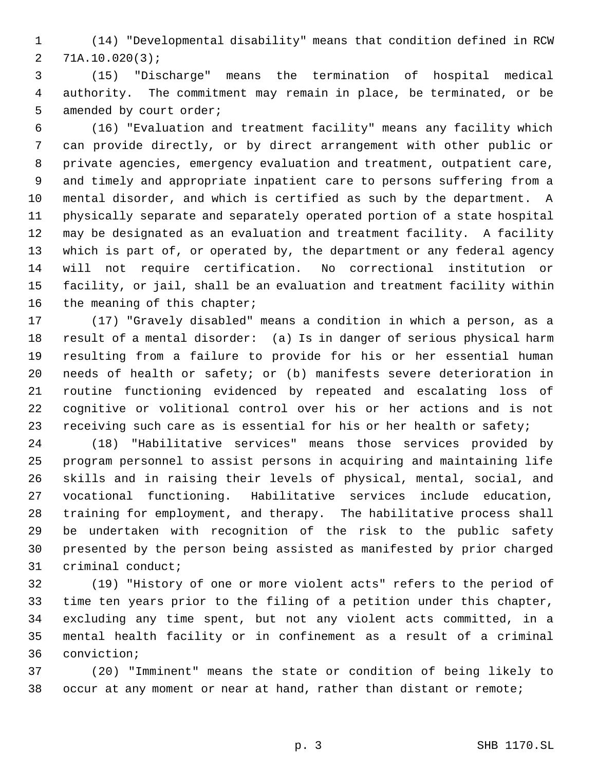(14) "Developmental disability" means that condition defined in RCW 71A.10.020(3);

(15) "Discharge" means the termination of hospital medical authority. The commitment may remain in place, be terminated, or be amended by court order;

(16) "Evaluation and treatment facility" means any facility which can provide directly, or by direct arrangement with other public or private agencies, emergency evaluation and treatment, outpatient care, and timely and appropriate inpatient care to persons suffering from a mental disorder, and which is certified as such by the department. A physically separate and separately operated portion of a state hospital may be designated as an evaluation and treatment facility. A facility which is part of, or operated by, the department or any federal agency will not require certification. No correctional institution or facility, or jail, shall be an evaluation and treatment facility within the meaning of this chapter;

(17) "Gravely disabled" means a condition in which a person, as a result of a mental disorder: (a) Is in danger of serious physical harm resulting from a failure to provide for his or her essential human needs of health or safety; or (b) manifests severe deterioration in routine functioning evidenced by repeated and escalating loss of cognitive or volitional control over his or her actions and is not receiving such care as is essential for his or her health or safety;

(18) "Habilitative services" means those services provided by program personnel to assist persons in acquiring and maintaining life skills and in raising their levels of physical, mental, social, and vocational functioning. Habilitative services include education, training for employment, and therapy. The habilitative process shall be undertaken with recognition of the risk to the public safety presented by the person being assisted as manifested by prior charged criminal conduct;

(19) "History of one or more violent acts" refers to the period of time ten years prior to the filing of a petition under this chapter, excluding any time spent, but not any violent acts committed, in a mental health facility or in confinement as a result of a criminal conviction;

(20) "Imminent" means the state or condition of being likely to occur at any moment or near at hand, rather than distant or remote;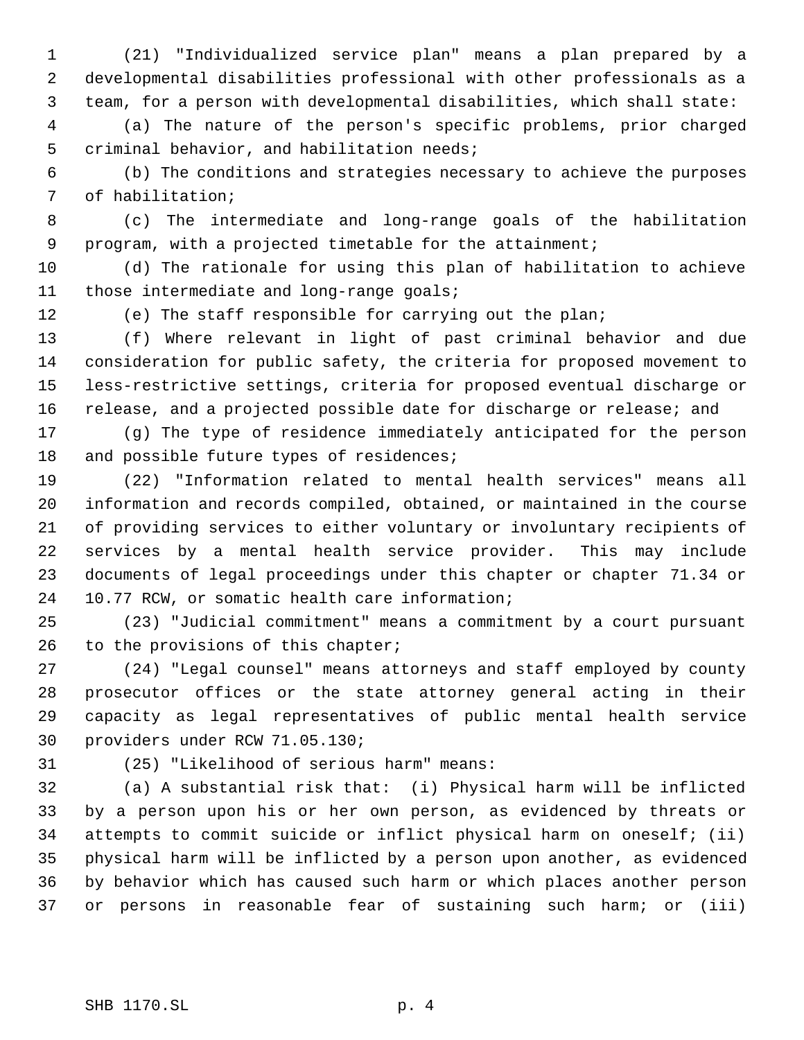(21) "Individualized service plan" means a plan prepared by a developmental disabilities professional with other professionals as a team, for a person with developmental disabilities, which shall state:

(a) The nature of the person's specific problems, prior charged criminal behavior, and habilitation needs;

(b) The conditions and strategies necessary to achieve the purposes of habilitation;

(c) The intermediate and long-range goals of the habilitation program, with a projected timetable for the attainment;

(d) The rationale for using this plan of habilitation to achieve those intermediate and long-range goals;

(e) The staff responsible for carrying out the plan;

(f) Where relevant in light of past criminal behavior and due consideration for public safety, the criteria for proposed movement to less-restrictive settings, criteria for proposed eventual discharge or release, and a projected possible date for discharge or release; and

(g) The type of residence immediately anticipated for the person and possible future types of residences;

(22) "Information related to mental health services" means all information and records compiled, obtained, or maintained in the course of providing services to either voluntary or involuntary recipients of services by a mental health service provider. This may include documents of legal proceedings under this chapter or chapter 71.34 or 10.77 RCW, or somatic health care information;

(23) "Judicial commitment" means a commitment by a court pursuant to the provisions of this chapter;

(24) "Legal counsel" means attorneys and staff employed by county prosecutor offices or the state attorney general acting in their capacity as legal representatives of public mental health service providers under RCW 71.05.130;

(25) "Likelihood of serious harm" means:

(a) A substantial risk that: (i) Physical harm will be inflicted by a person upon his or her own person, as evidenced by threats or attempts to commit suicide or inflict physical harm on oneself; (ii) physical harm will be inflicted by a person upon another, as evidenced by behavior which has caused such harm or which places another person or persons in reasonable fear of sustaining such harm; or (iii)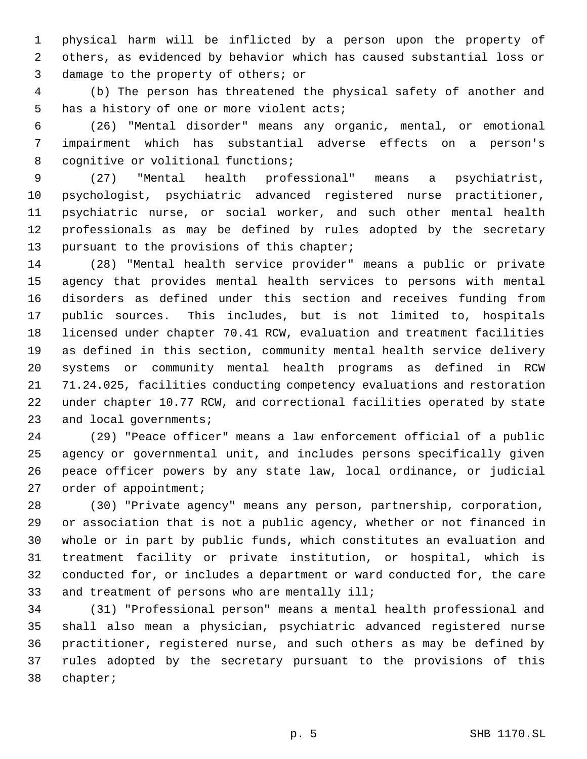physical harm will be inflicted by a person upon the property of others, as evidenced by behavior which has caused substantial loss or damage to the property of others; or

(b) The person has threatened the physical safety of another and has a history of one or more violent acts;

(26) "Mental disorder" means any organic, mental, or emotional impairment which has substantial adverse effects on a person's cognitive or volitional functions;

(27) "Mental health professional" means a psychiatrist, psychologist, psychiatric advanced registered nurse practitioner, psychiatric nurse, or social worker, and such other mental health professionals as may be defined by rules adopted by the secretary pursuant to the provisions of this chapter;

(28) "Mental health service provider" means a public or private agency that provides mental health services to persons with mental disorders as defined under this section and receives funding from public sources. This includes, but is not limited to, hospitals licensed under chapter 70.41 RCW, evaluation and treatment facilities as defined in this section, community mental health service delivery systems or community mental health programs as defined in RCW 71.24.025, facilities conducting competency evaluations and restoration under chapter 10.77 RCW, and correctional facilities operated by state and local governments;

(29) "Peace officer" means a law enforcement official of a public agency or governmental unit, and includes persons specifically given peace officer powers by any state law, local ordinance, or judicial order of appointment;

(30) "Private agency" means any person, partnership, corporation, or association that is not a public agency, whether or not financed in whole or in part by public funds, which constitutes an evaluation and treatment facility or private institution, or hospital, which is conducted for, or includes a department or ward conducted for, the care and treatment of persons who are mentally ill;

(31) "Professional person" means a mental health professional and shall also mean a physician, psychiatric advanced registered nurse practitioner, registered nurse, and such others as may be defined by rules adopted by the secretary pursuant to the provisions of this chapter;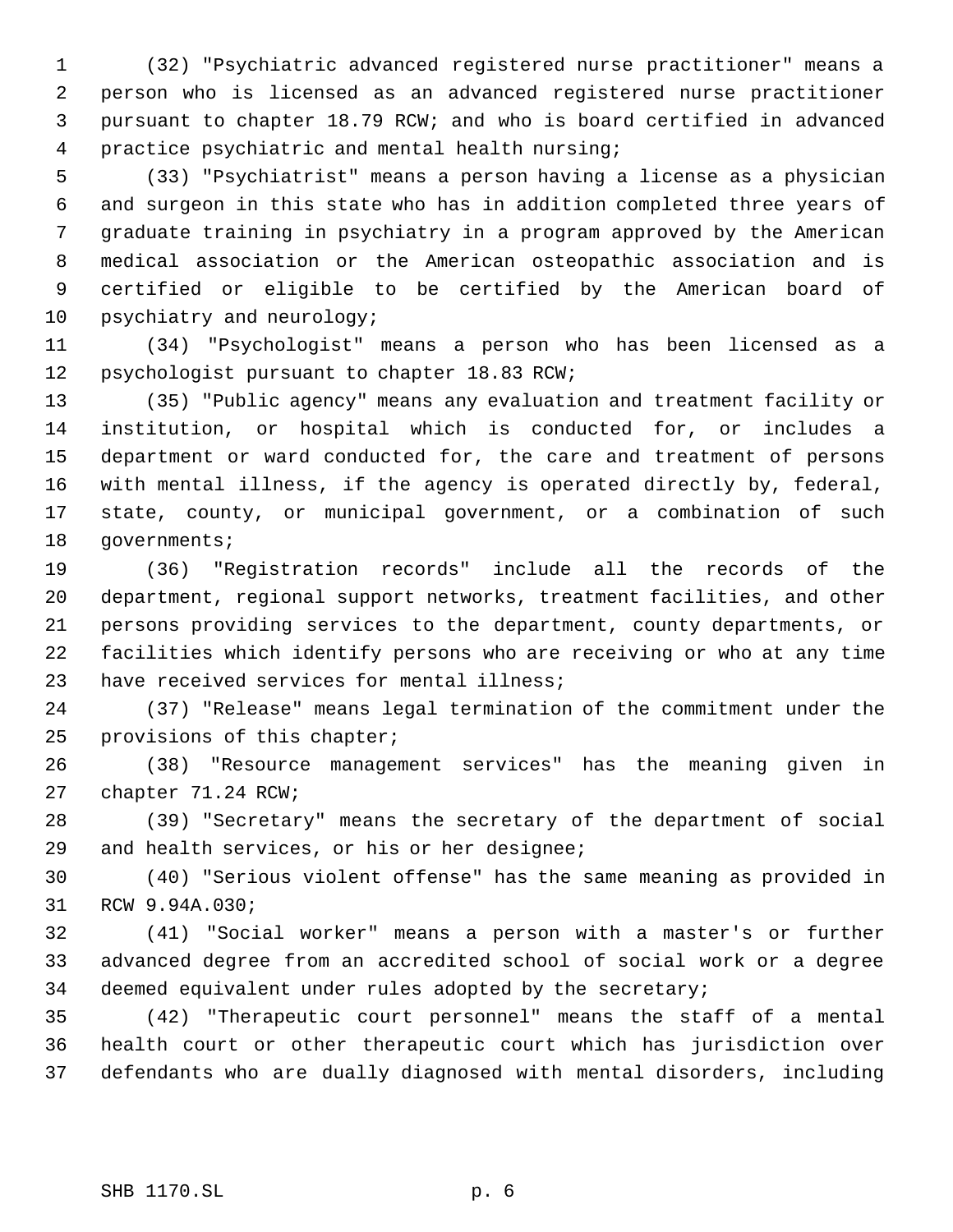(32) "Psychiatric advanced registered nurse practitioner" means a person who is licensed as an advanced registered nurse practitioner pursuant to chapter 18.79 RCW; and who is board certified in advanced practice psychiatric and mental health nursing;

(33) "Psychiatrist" means a person having a license as a physician and surgeon in this state who has in addition completed three years of graduate training in psychiatry in a program approved by the American medical association or the American osteopathic association and is certified or eligible to be certified by the American board of psychiatry and neurology;

(34) "Psychologist" means a person who has been licensed as a psychologist pursuant to chapter 18.83 RCW;

(35) "Public agency" means any evaluation and treatment facility or institution, or hospital which is conducted for, or includes a department or ward conducted for, the care and treatment of persons with mental illness, if the agency is operated directly by, federal, state, county, or municipal government, or a combination of such governments;

(36) "Registration records" include all the records of the department, regional support networks, treatment facilities, and other persons providing services to the department, county departments, or facilities which identify persons who are receiving or who at any time have received services for mental illness;

(37) "Release" means legal termination of the commitment under the provisions of this chapter;

(38) "Resource management services" has the meaning given in chapter 71.24 RCW;

(39) "Secretary" means the secretary of the department of social and health services, or his or her designee;

(40) "Serious violent offense" has the same meaning as provided in RCW 9.94A.030;

(41) "Social worker" means a person with a master's or further advanced degree from an accredited school of social work or a degree deemed equivalent under rules adopted by the secretary;

(42) "Therapeutic court personnel" means the staff of a mental health court or other therapeutic court which has jurisdiction over defendants who are dually diagnosed with mental disorders, including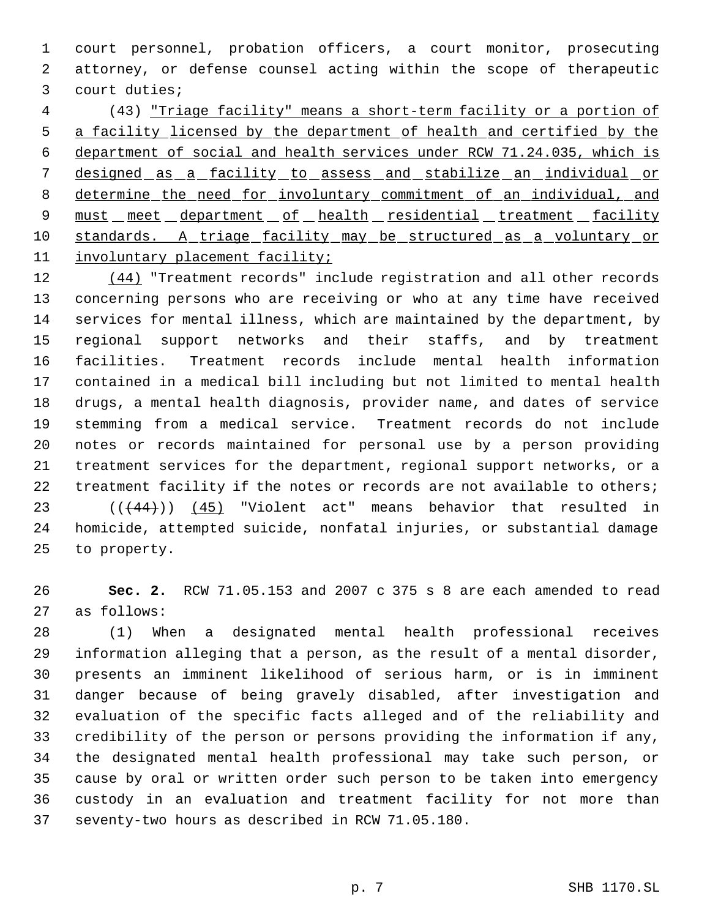court personnel, probation officers, a court monitor, prosecuting attorney, or defense counsel acting within the scope of therapeutic court duties;

(43) "Triage facility" means a short-term facility or a portion of a facility licensed by the department of health and certified by the department of social and health services under RCW 71.24.035, which is designed as a facility to assess and stabilize an individual or determine the need for involuntary commitment of an individual, and must meet department of health residential treatment facility standards. A triage facility may be structured as a voluntary or involuntary placement facility;

(44) "Treatment records" include registration and all other records concerning persons who are receiving or who at any time have received services for mental illness, which are maintained by the department, by regional support networks and their staffs, and by treatment facilities. Treatment records include mental health information contained in a medical bill including but not limited to mental health drugs, a mental health diagnosis, provider name, and dates of service stemming from a medical service. Treatment records do not include notes or records maintained for personal use by a person providing treatment services for the department, regional support networks, or a treatment facility if the notes or records are not available to others;

((~~(44)~~)) (45) "Violent act" means behavior that resulted in homicide, attempted suicide, nonfatal injuries, or substantial damage to property.

**Sec. 2.** RCW 71.05.153 and 2007 c 375 s 8 are each amended to read as follows:

(1) When a designated mental health professional receives information alleging that a person, as the result of a mental disorder, presents an imminent likelihood of serious harm, or is in imminent danger because of being gravely disabled, after investigation and evaluation of the specific facts alleged and of the reliability and credibility of the person or persons providing the information if any, the designated mental health professional may take such person, or cause by oral or written order such person to be taken into emergency custody in an evaluation and treatment facility for not more than seventy-two hours as described in RCW 71.05.180.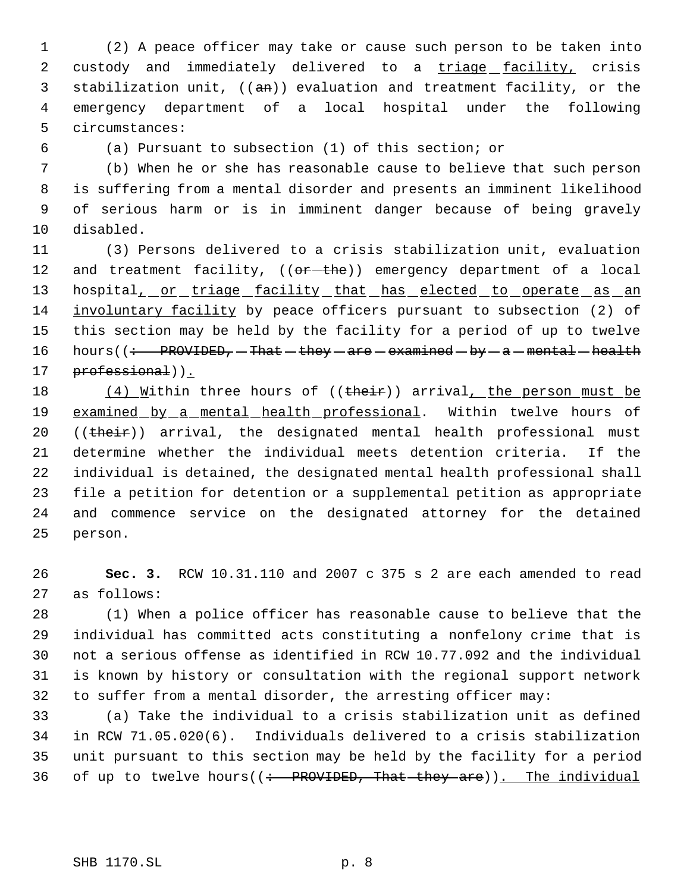(2) A peace officer may take or cause such person to be taken into custody and immediately delivered to a triage facility, crisis stabilization unit, ((an)) evaluation and treatment facility, or the emergency department of a local hospital under the following circumstances:

(a) Pursuant to subsection (1) of this section; or

(b) When he or she has reasonable cause to believe that such person is suffering from a mental disorder and presents an imminent likelihood of serious harm or is in imminent danger because of being gravely disabled.

(3) Persons delivered to a crisis stabilization unit, evaluation and treatment facility, ((or the)) emergency department of a local hospital, or triage facility that has elected to operate as an involuntary facility by peace officers pursuant to subsection (2) of this section may be held by the facility for a period of up to twelve hours((: PROVIDED, That they are examined by a mental health professional)).

(4) Within three hours of ((their)) arrival, the person must be examined by a mental health professional. Within twelve hours of ((their)) arrival, the designated mental health professional must determine whether the individual meets detention criteria. If the individual is detained, the designated mental health professional shall file a petition for detention or a supplemental petition as appropriate and commence service on the designated attorney for the detained person.

**Sec. 3.** RCW 10.31.110 and 2007 c 375 s 2 are each amended to read as follows:

(1) When a police officer has reasonable cause to believe that the individual has committed acts constituting a nonfelony crime that is not a serious offense as identified in RCW 10.77.092 and the individual is known by history or consultation with the regional support network to suffer from a mental disorder, the arresting officer may:

(a) Take the individual to a crisis stabilization unit as defined in RCW 71.05.020(6). Individuals delivered to a crisis stabilization unit pursuant to this section may be held by the facility for a period of up to twelve hours((: PROVIDED, That they are)). The individual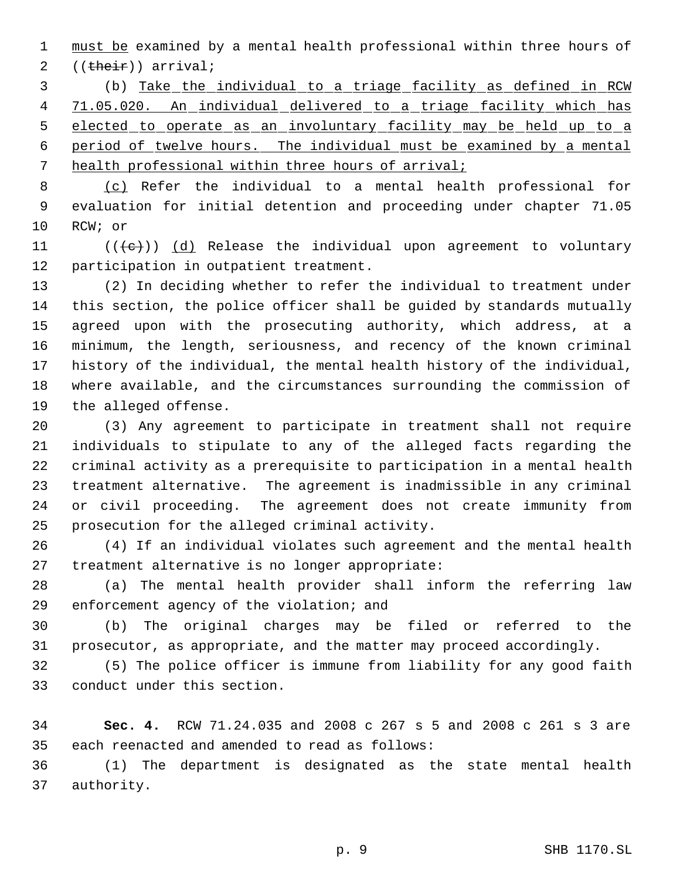must be examined by a mental health professional within three hours of ((their)) arrival;

(b) Take the individual to a triage facility as defined in RCW 71.05.020. An individual delivered to a triage facility which has elected to operate as an involuntary facility may be held up to a period of twelve hours. The individual must be examined by a mental health professional within three hours of arrival;

(c) Refer the individual to a mental health professional for evaluation for initial detention and proceeding under chapter 71.05 RCW; or

(((c))) (d) Release the individual upon agreement to voluntary participation in outpatient treatment.

(2) In deciding whether to refer the individual to treatment under this section, the police officer shall be guided by standards mutually agreed upon with the prosecuting authority, which address, at a minimum, the length, seriousness, and recency of the known criminal history of the individual, the mental health history of the individual, where available, and the circumstances surrounding the commission of the alleged offense.

(3) Any agreement to participate in treatment shall not require individuals to stipulate to any of the alleged facts regarding the criminal activity as a prerequisite to participation in a mental health treatment alternative. The agreement is inadmissible in any criminal or civil proceeding. The agreement does not create immunity from prosecution for the alleged criminal activity.

(4) If an individual violates such agreement and the mental health treatment alternative is no longer appropriate:

(a) The mental health provider shall inform the referring law enforcement agency of the violation; and

(b) The original charges may be filed or referred to the prosecutor, as appropriate, and the matter may proceed accordingly.

(5) The police officer is immune from liability for any good faith conduct under this section.

**Sec. 4.** RCW 71.24.035 and 2008 c 267 s 5 and 2008 c 261 s 3 are each reenacted and amended to read as follows:

(1) The department is designated as the state mental health authority.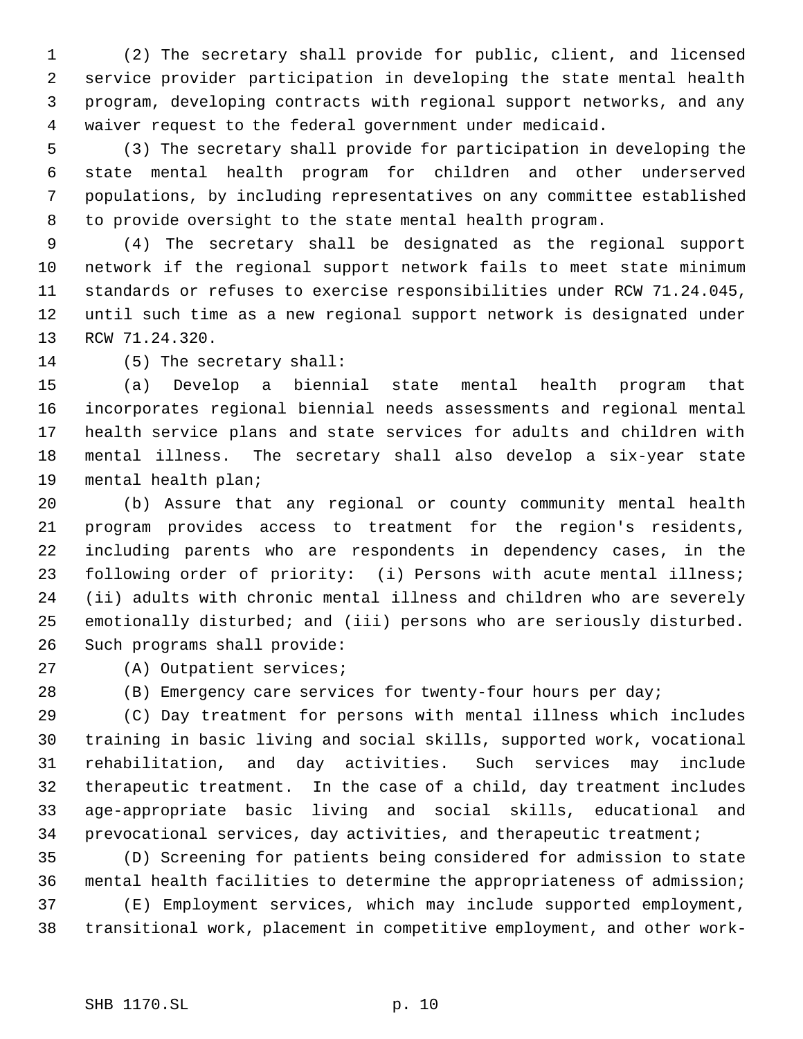(2) The secretary shall provide for public, client, and licensed service provider participation in developing the state mental health program, developing contracts with regional support networks, and any waiver request to the federal government under medicaid.

(3) The secretary shall provide for participation in developing the state mental health program for children and other underserved populations, by including representatives on any committee established to provide oversight to the state mental health program.

(4) The secretary shall be designated as the regional support network if the regional support network fails to meet state minimum standards or refuses to exercise responsibilities under RCW 71.24.045, until such time as a new regional support network is designated under RCW 71.24.320.

(5) The secretary shall:

(a) Develop a biennial state mental health program that incorporates regional biennial needs assessments and regional mental health service plans and state services for adults and children with mental illness. The secretary shall also develop a six-year state mental health plan;

(b) Assure that any regional or county community mental health program provides access to treatment for the region's residents, including parents who are respondents in dependency cases, in the following order of priority: (i) Persons with acute mental illness; (ii) adults with chronic mental illness and children who are severely emotionally disturbed; and (iii) persons who are seriously disturbed. Such programs shall provide:

(A) Outpatient services;

(B) Emergency care services for twenty-four hours per day;

(C) Day treatment for persons with mental illness which includes training in basic living and social skills, supported work, vocational rehabilitation, and day activities. Such services may include therapeutic treatment. In the case of a child, day treatment includes age-appropriate basic living and social skills, educational and prevocational services, day activities, and therapeutic treatment;

(D) Screening for patients being considered for admission to state mental health facilities to determine the appropriateness of admission;

(E) Employment services, which may include supported employment, transitional work, placement in competitive employment, and other work-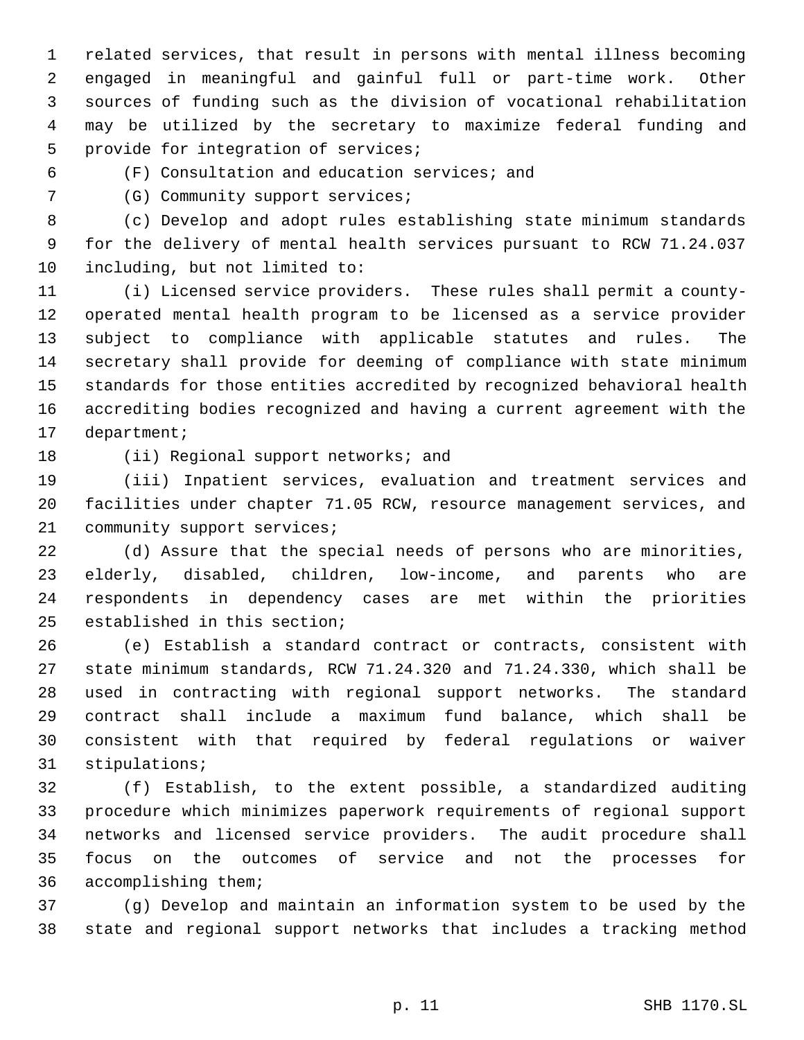related services, that result in persons with mental illness becoming engaged in meaningful and gainful full or part-time work. Other sources of funding such as the division of vocational rehabilitation may be utilized by the secretary to maximize federal funding and provide for integration of services;

(F) Consultation and education services; and

(G) Community support services;

(c) Develop and adopt rules establishing state minimum standards for the delivery of mental health services pursuant to RCW 71.24.037 including, but not limited to:

(i) Licensed service providers. These rules shall permit a county-operated mental health program to be licensed as a service provider subject to compliance with applicable statutes and rules. The secretary shall provide for deeming of compliance with state minimum standards for those entities accredited by recognized behavioral health accrediting bodies recognized and having a current agreement with the department;

(ii) Regional support networks; and

(iii) Inpatient services, evaluation and treatment services and facilities under chapter 71.05 RCW, resource management services, and community support services;

(d) Assure that the special needs of persons who are minorities, elderly, disabled, children, low-income, and parents who are respondents in dependency cases are met within the priorities established in this section;

(e) Establish a standard contract or contracts, consistent with state minimum standards, RCW 71.24.320 and 71.24.330, which shall be used in contracting with regional support networks. The standard contract shall include a maximum fund balance, which shall be consistent with that required by federal regulations or waiver stipulations;

(f) Establish, to the extent possible, a standardized auditing procedure which minimizes paperwork requirements of regional support networks and licensed service providers. The audit procedure shall focus on the outcomes of service and not the processes for accomplishing them;

(g) Develop and maintain an information system to be used by the state and regional support networks that includes a tracking method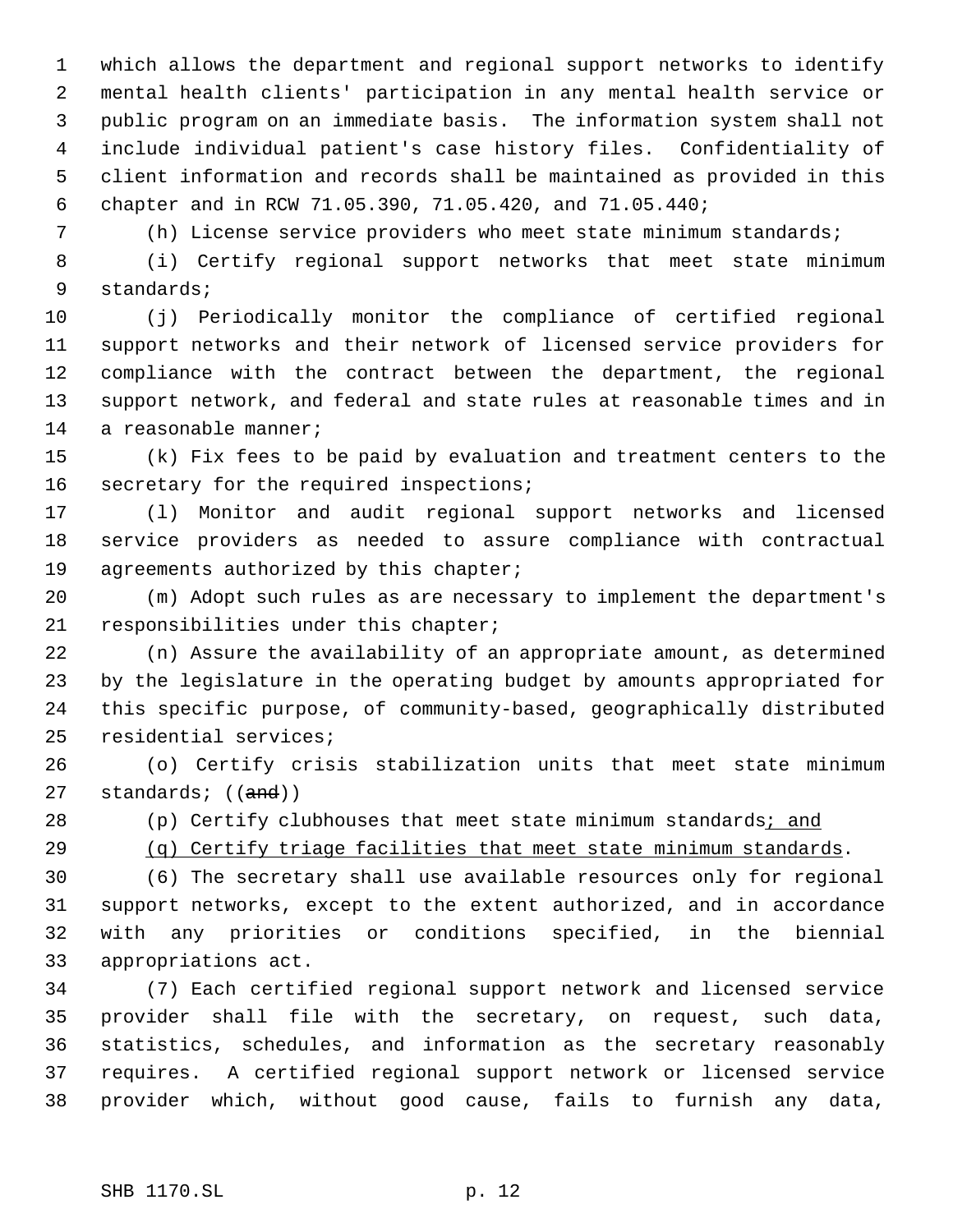which allows the department and regional support networks to identify mental health clients' participation in any mental health service or public program on an immediate basis. The information system shall not include individual patient's case history files. Confidentiality of client information and records shall be maintained as provided in this chapter and in RCW 71.05.390, 71.05.420, and 71.05.440;

(h) License service providers who meet state minimum standards;

(i) Certify regional support networks that meet state minimum standards;

(j) Periodically monitor the compliance of certified regional support networks and their network of licensed service providers for compliance with the contract between the department, the regional support network, and federal and state rules at reasonable times and in a reasonable manner;

(k) Fix fees to be paid by evaluation and treatment centers to the secretary for the required inspections;

(l) Monitor and audit regional support networks and licensed service providers as needed to assure compliance with contractual agreements authorized by this chapter;

(m) Adopt such rules as are necessary to implement the department's responsibilities under this chapter;

(n) Assure the availability of an appropriate amount, as determined by the legislature in the operating budget by amounts appropriated for this specific purpose, of community-based, geographically distributed residential services;

(o) Certify crisis stabilization units that meet state minimum standards; ((~~and~~))

(p) Certify clubhouses that meet state minimum standards<u>; and</u>

<u>(q) Certify triage facilities that meet state minimum standards</u>.

(6) The secretary shall use available resources only for regional support networks, except to the extent authorized, and in accordance with any priorities or conditions specified, in the biennial appropriations act.

(7) Each certified regional support network and licensed service provider shall file with the secretary, on request, such data, statistics, schedules, and information as the secretary reasonably requires. A certified regional support network or licensed service provider which, without good cause, fails to furnish any data,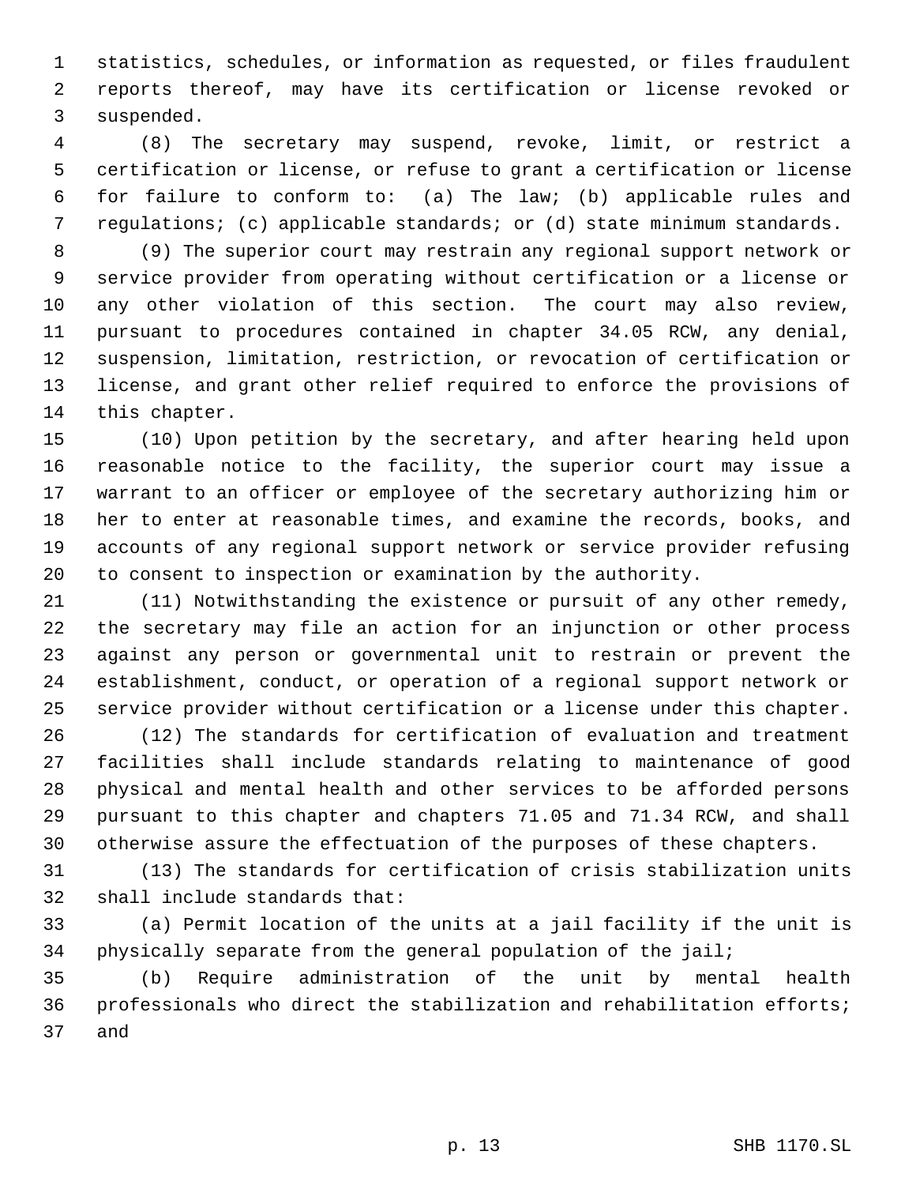statistics, schedules, or information as requested, or files fraudulent reports thereof, may have its certification or license revoked or suspended.

(8) The secretary may suspend, revoke, limit, or restrict a certification or license, or refuse to grant a certification or license for failure to conform to: (a) The law; (b) applicable rules and regulations; (c) applicable standards; or (d) state minimum standards.

(9) The superior court may restrain any regional support network or service provider from operating without certification or a license or any other violation of this section. The court may also review, pursuant to procedures contained in chapter 34.05 RCW, any denial, suspension, limitation, restriction, or revocation of certification or license, and grant other relief required to enforce the provisions of this chapter.

(10) Upon petition by the secretary, and after hearing held upon reasonable notice to the facility, the superior court may issue a warrant to an officer or employee of the secretary authorizing him or her to enter at reasonable times, and examine the records, books, and accounts of any regional support network or service provider refusing to consent to inspection or examination by the authority.

(11) Notwithstanding the existence or pursuit of any other remedy, the secretary may file an action for an injunction or other process against any person or governmental unit to restrain or prevent the establishment, conduct, or operation of a regional support network or service provider without certification or a license under this chapter.

(12) The standards for certification of evaluation and treatment facilities shall include standards relating to maintenance of good physical and mental health and other services to be afforded persons pursuant to this chapter and chapters 71.05 and 71.34 RCW, and shall otherwise assure the effectuation of the purposes of these chapters.

(13) The standards for certification of crisis stabilization units shall include standards that:

(a) Permit location of the units at a jail facility if the unit is physically separate from the general population of the jail;

(b) Require administration of the unit by mental health professionals who direct the stabilization and rehabilitation efforts; and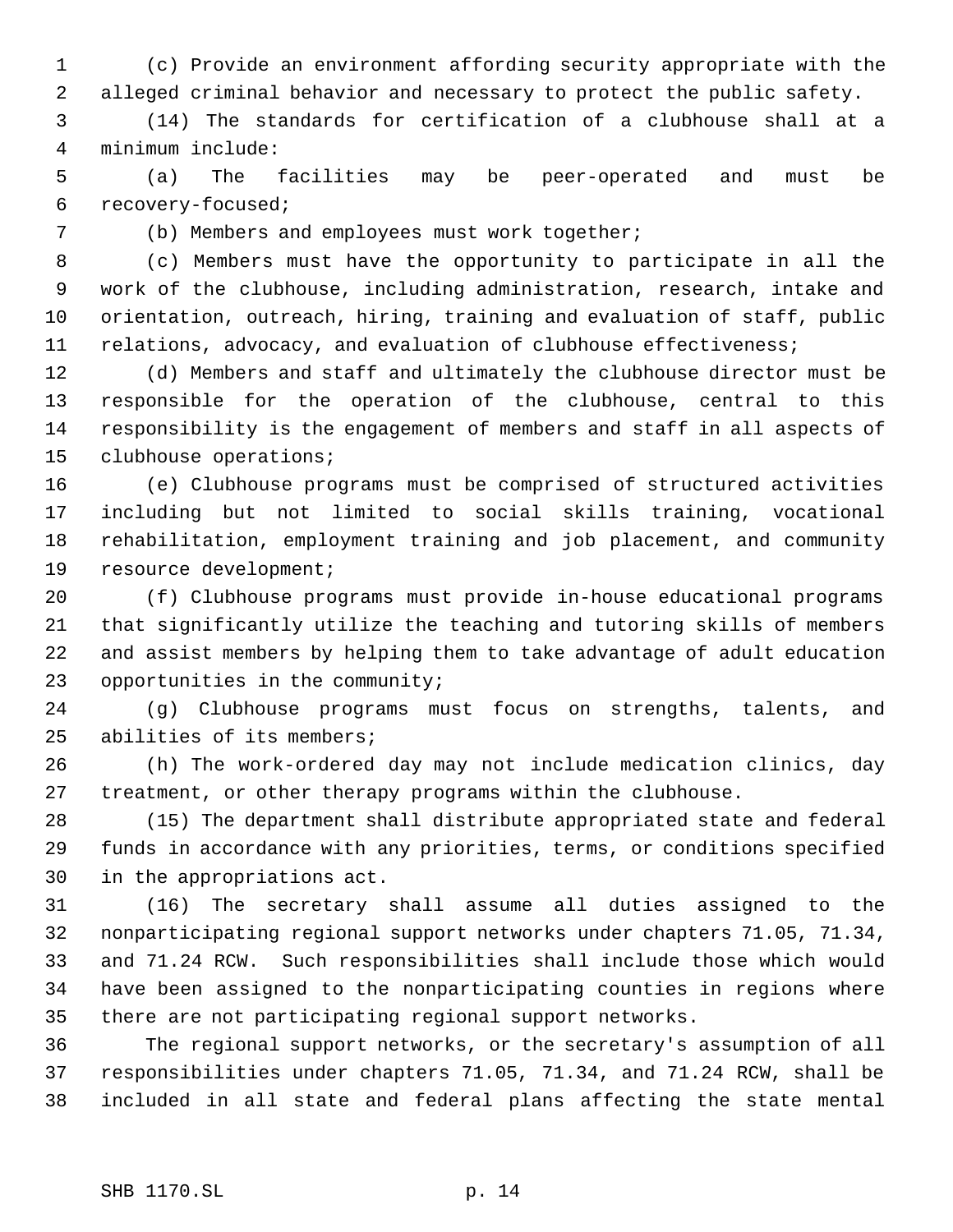(c) Provide an environment affording security appropriate with the alleged criminal behavior and necessary to protect the public safety.

(14) The standards for certification of a clubhouse shall at a minimum include:

(a) The facilities may be peer-operated and must be recovery-focused;

(b) Members and employees must work together;

(c) Members must have the opportunity to participate in all the work of the clubhouse, including administration, research, intake and orientation, outreach, hiring, training and evaluation of staff, public relations, advocacy, and evaluation of clubhouse effectiveness;

(d) Members and staff and ultimately the clubhouse director must be responsible for the operation of the clubhouse, central to this responsibility is the engagement of members and staff in all aspects of clubhouse operations;

(e) Clubhouse programs must be comprised of structured activities including but not limited to social skills training, vocational rehabilitation, employment training and job placement, and community resource development;

(f) Clubhouse programs must provide in-house educational programs that significantly utilize the teaching and tutoring skills of members and assist members by helping them to take advantage of adult education opportunities in the community;

(g) Clubhouse programs must focus on strengths, talents, and abilities of its members;

(h) The work-ordered day may not include medication clinics, day treatment, or other therapy programs within the clubhouse.

(15) The department shall distribute appropriated state and federal funds in accordance with any priorities, terms, or conditions specified in the appropriations act.

(16) The secretary shall assume all duties assigned to the nonparticipating regional support networks under chapters 71.05, 71.34, and 71.24 RCW. Such responsibilities shall include those which would have been assigned to the nonparticipating counties in regions where there are not participating regional support networks.

The regional support networks, or the secretary's assumption of all responsibilities under chapters 71.05, 71.34, and 71.24 RCW, shall be included in all state and federal plans affecting the state mental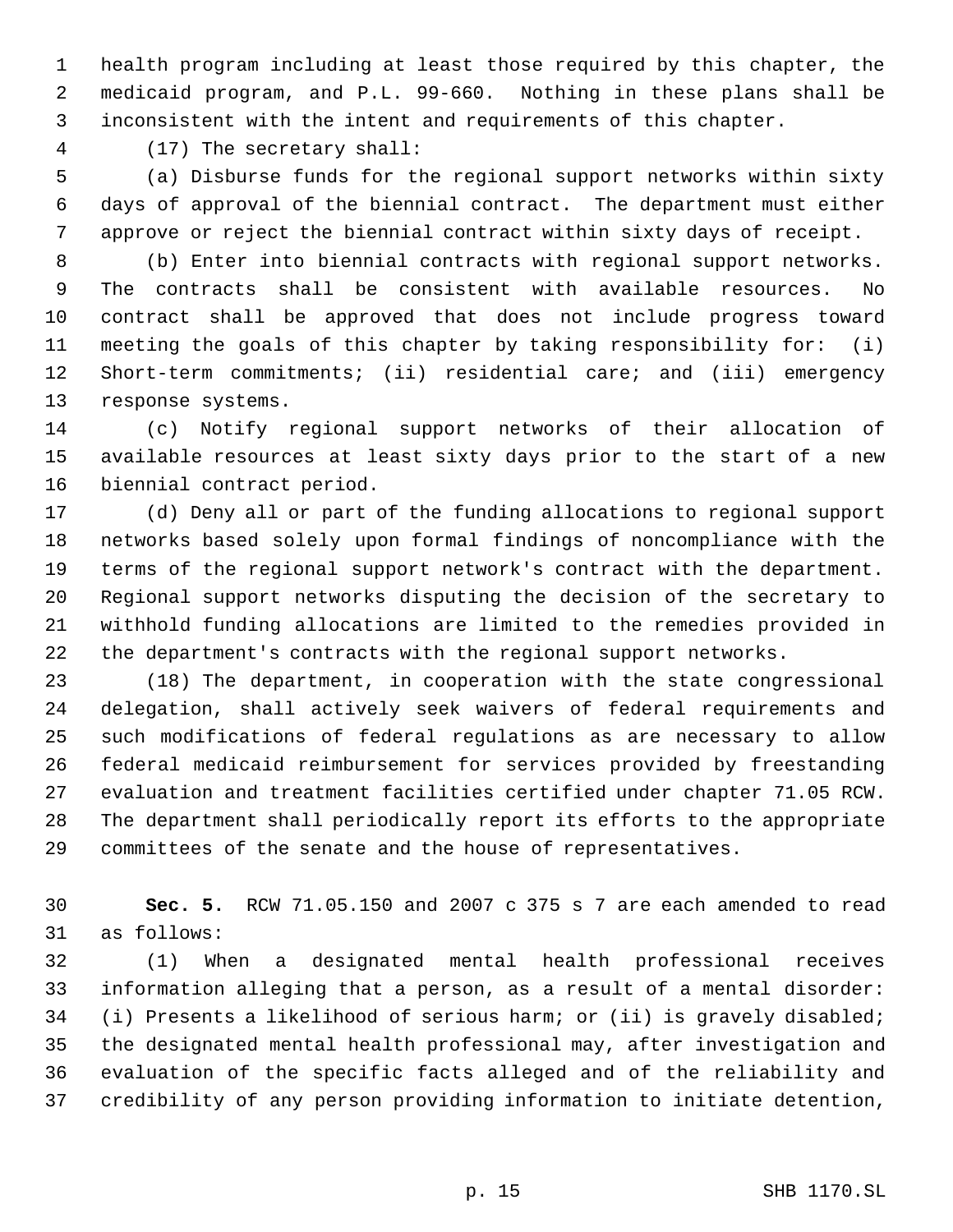health program including at least those required by this chapter, the medicaid program, and P.L. 99-660. Nothing in these plans shall be inconsistent with the intent and requirements of this chapter.

(17) The secretary shall:

(a) Disburse funds for the regional support networks within sixty days of approval of the biennial contract. The department must either approve or reject the biennial contract within sixty days of receipt.

(b) Enter into biennial contracts with regional support networks. The contracts shall be consistent with available resources. No contract shall be approved that does not include progress toward meeting the goals of this chapter by taking responsibility for: (i) Short-term commitments; (ii) residential care; and (iii) emergency response systems.

(c) Notify regional support networks of their allocation of available resources at least sixty days prior to the start of a new biennial contract period.

(d) Deny all or part of the funding allocations to regional support networks based solely upon formal findings of noncompliance with the terms of the regional support network's contract with the department. Regional support networks disputing the decision of the secretary to withhold funding allocations are limited to the remedies provided in the department's contracts with the regional support networks.

(18) The department, in cooperation with the state congressional delegation, shall actively seek waivers of federal requirements and such modifications of federal regulations as are necessary to allow federal medicaid reimbursement for services provided by freestanding evaluation and treatment facilities certified under chapter 71.05 RCW. The department shall periodically report its efforts to the appropriate committees of the senate and the house of representatives.

**Sec. 5.** RCW 71.05.150 and 2007 c 375 s 7 are each amended to read as follows:

(1) When a designated mental health professional receives information alleging that a person, as a result of a mental disorder: (i) Presents a likelihood of serious harm; or (ii) is gravely disabled; the designated mental health professional may, after investigation and evaluation of the specific facts alleged and of the reliability and credibility of any person providing information to initiate detention,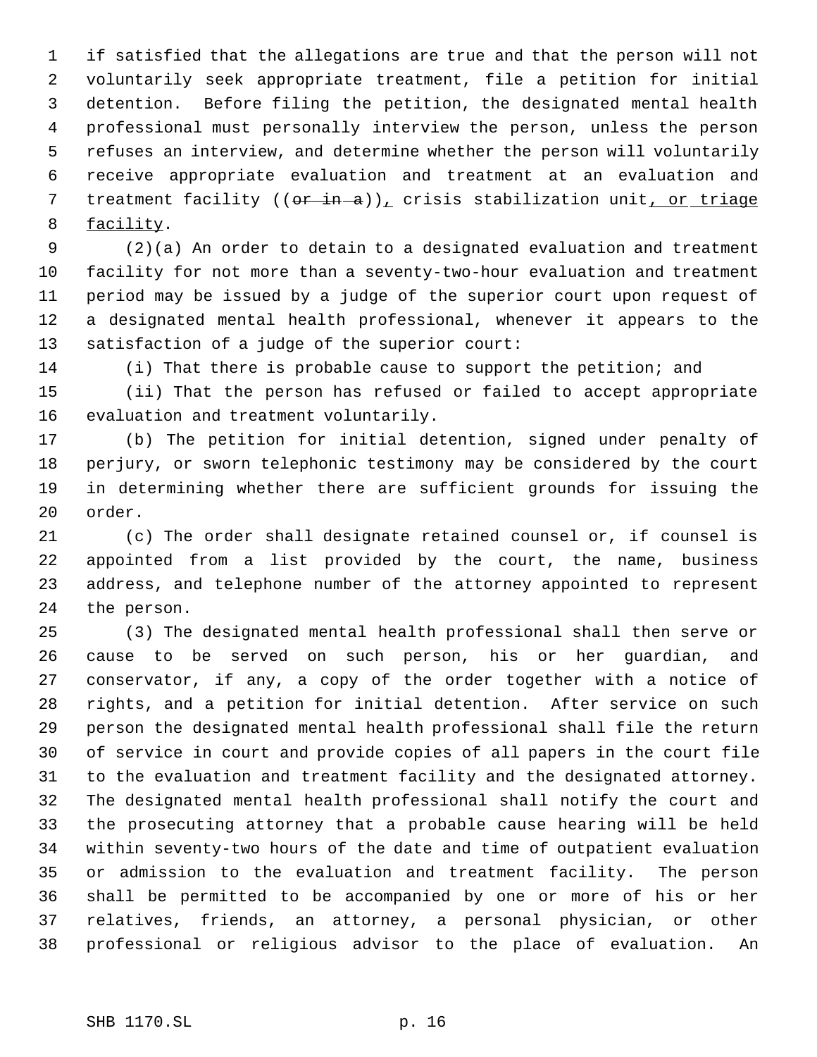if satisfied that the allegations are true and that the person will not voluntarily seek appropriate treatment, file a petition for initial detention. Before filing the petition, the designated mental health professional must personally interview the person, unless the person refuses an interview, and determine whether the person will voluntarily receive appropriate evaluation and treatment at an evaluation and treatment facility ((~~or in a~~)), crisis stabilization unit, or triage facility.

(2)(a) An order to detain to a designated evaluation and treatment facility for not more than a seventy-two-hour evaluation and treatment period may be issued by a judge of the superior court upon request of a designated mental health professional, whenever it appears to the satisfaction of a judge of the superior court:

(i) That there is probable cause to support the petition; and

(ii) That the person has refused or failed to accept appropriate evaluation and treatment voluntarily.

(b) The petition for initial detention, signed under penalty of perjury, or sworn telephonic testimony may be considered by the court in determining whether there are sufficient grounds for issuing the order.

(c) The order shall designate retained counsel or, if counsel is appointed from a list provided by the court, the name, business address, and telephone number of the attorney appointed to represent the person.

(3) The designated mental health professional shall then serve or cause to be served on such person, his or her guardian, and conservator, if any, a copy of the order together with a notice of rights, and a petition for initial detention. After service on such person the designated mental health professional shall file the return of service in court and provide copies of all papers in the court file to the evaluation and treatment facility and the designated attorney. The designated mental health professional shall notify the court and the prosecuting attorney that a probable cause hearing will be held within seventy-two hours of the date and time of outpatient evaluation or admission to the evaluation and treatment facility. The person shall be permitted to be accompanied by one or more of his or her relatives, friends, an attorney, a personal physician, or other professional or religious advisor to the place of evaluation. An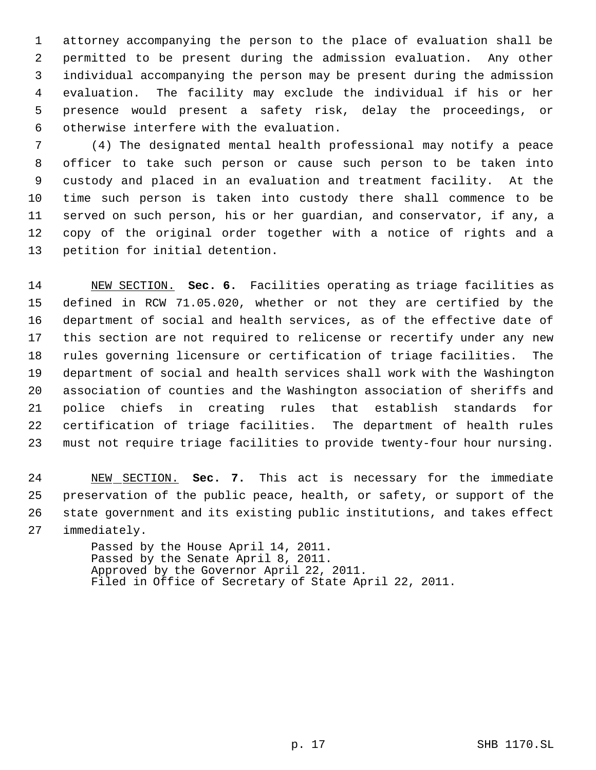attorney accompanying the person to the place of evaluation shall be permitted to be present during the admission evaluation. Any other individual accompanying the person may be present during the admission evaluation. The facility may exclude the individual if his or her presence would present a safety risk, delay the proceedings, or otherwise interfere with the evaluation.

(4) The designated mental health professional may notify a peace officer to take such person or cause such person to be taken into custody and placed in an evaluation and treatment facility. At the time such person is taken into custody there shall commence to be served on such person, his or her guardian, and conservator, if any, a copy of the original order together with a notice of rights and a petition for initial detention.

NEW SECTION. **Sec. 6.** Facilities operating as triage facilities as defined in RCW 71.05.020, whether or not they are certified by the department of social and health services, as of the effective date of this section are not required to relicense or recertify under any new rules governing licensure or certification of triage facilities. The department of social and health services shall work with the Washington association of counties and the Washington association of sheriffs and police chiefs in creating rules that establish standards for certification of triage facilities. The department of health rules must not require triage facilities to provide twenty-four hour nursing.

NEW SECTION. **Sec. 7.** This act is necessary for the immediate preservation of the public peace, health, or safety, or support of the state government and its existing public institutions, and takes effect immediately.

Passed by the House April 14, 2011.
Passed by the Senate April 8, 2011.
Approved by the Governor April 22, 2011.
Filed in Office of Secretary of State April 22, 2011.